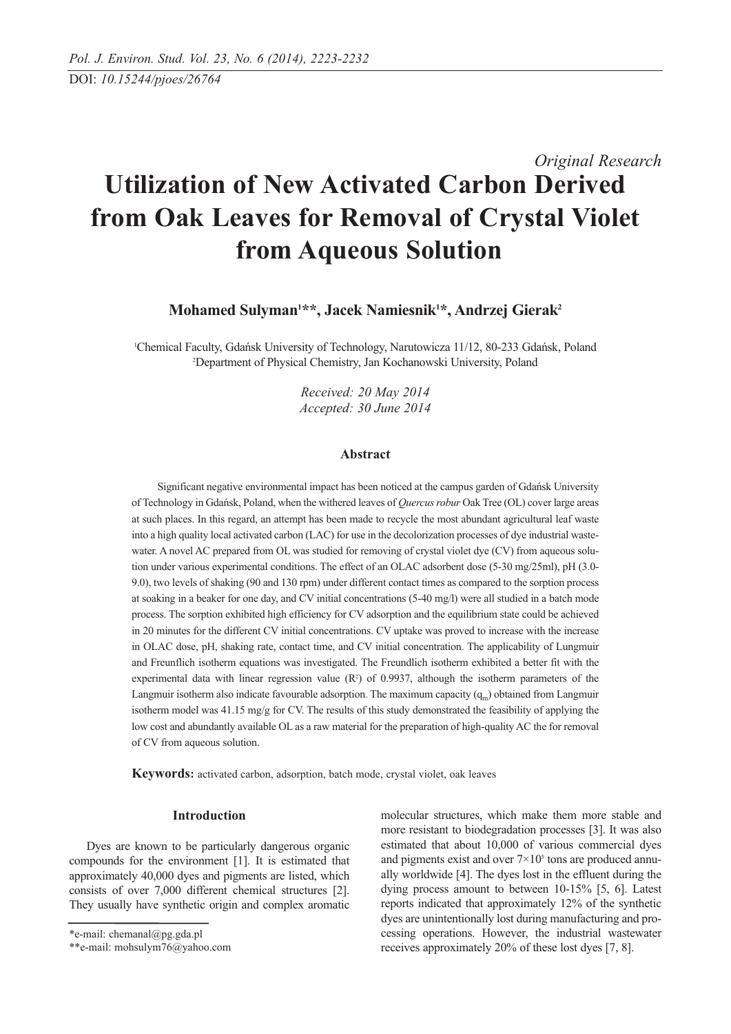DOI: *10.15244/pjoes/26764*

*Original Research*

# Utilization of New Activated Carbon Derived from Oak Leaves for Removal of Crystal Violet from Aqueous Solution

**Mohamed Sulyman[1]\*\*, Jacek Namiesnik[1]\*, Andrzej Gierak[2]**

[1]Chemical Faculty, Gdańsk University of Technology, Narutowicza 11/12, 80-233 Gdańsk, Poland
[2]Department of Physical Chemistry, Jan Kochanowski University, Poland

*Received: 20 May 2014*
*Accepted: 30 June 2014*

## Abstract

Significant negative environmental impact has been noticed at the campus garden of Gdańsk University of Technology in Gdańsk, Poland, when the withered leaves of *Quercus robur* Oak Tree (OL) cover large areas at such places. In this regard, an attempt has been made to recycle the most abundant agricultural leaf waste into a high quality local activated carbon (LAC) for use in the decolorization processes of dye industrial wastewater. A novel AC prepared from OL was studied for removing of crystal violet dye (CV) from aqueous solution under various experimental conditions. The effect of an OLAC adsorbent dose (5-30 mg/25ml), pH (3.0-9.0), two levels of shaking (90 and 130 rpm) under different contact times as compared to the sorption process at soaking in a beaker for one day, and CV initial concentrations (5-40 mg/l) were all studied in a batch mode process. The sorption exhibited high efficiency for CV adsorption and the equilibrium state could be achieved in 20 minutes for the different CV initial concentrations. CV uptake was proved to increase with the increase in OLAC dose, pH, shaking rate, contact time, and CV initial concentration. The applicability of Lungmuir and Freunflich isotherm equations was investigated. The Freundlich isotherm exhibited a better fit with the experimental data with linear regression value ($R^2$) of 0.9937, although the isotherm parameters of the Langmuir isotherm also indicate favourable adsorption. The maximum capacity ($q_m$) obtained from Langmuir isotherm model was 41.15 mg/g for CV. The results of this study demonstrated the feasibility of applying the low cost and abundantly available OL as a raw material for the preparation of high-quality AC the for removal of CV from aqueous solution.

**Keywords:** activated carbon, adsorption, batch mode, crystal violet, oak leaves

## Introduction

Dyes are known to be particularly dangerous organic compounds for the environment [1]. It is estimated that approximately 40,000 dyes and pigments are listed, which consists of over 7,000 different chemical structures [2]. They usually have synthetic origin and complex aromatic molecular structures, which make them more stable and more resistant to biodegradation processes [3]. It was also estimated that about 10,000 of various commercial dyes and pigments exist and over $7\times10^5$ tons are produced annually worldwide [4]. The dyes lost in the effluent during the dying process amount to between 10-15% [5, 6]. Latest reports indicated that approximately 12% of the synthetic dyes are unintentionally lost during manufacturing and processing operations. However, the industrial wastewater receives approximately 20% of these lost dyes [7, 8].

\*e-mail: chemanal@pg.gda.pl
\*\*e-mail: mohsulym76@yahoo.com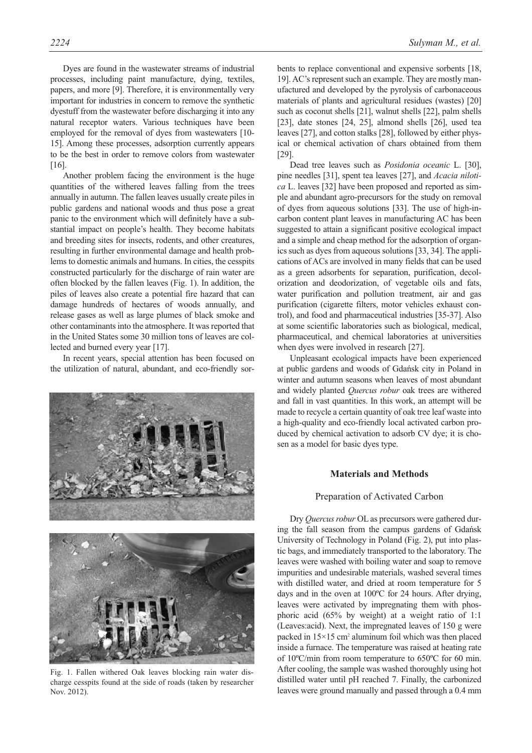Dyes are found in the wastewater streams of industrial processes, including paint manufacture, dying, textiles, papers, and more [9]. Therefore, it is environmentally very important for industries in concern to remove the synthetic dyestuff from the wastewater before discharging it into any natural receptor waters. Various techniques have been employed for the removal of dyes from wastewaters [10-15]. Among these processes, adsorption currently appears to be the best in order to remove colors from wastewater [16].

Another problem facing the environment is the huge quantities of the withered leaves falling from the trees annually in autumn. The fallen leaves usually create piles in public gardens and national woods and thus pose a great panic to the environment which will definitely have a substantial impact on people's health. They become habitats and breeding sites for insects, rodents, and other creatures, resulting in further environmental damage and health problems to domestic animals and humans. In cities, the cesspits constructed particularly for the discharge of rain water are often blocked by the fallen leaves (Fig. 1). In addition, the piles of leaves also create a potential fire hazard that can damage hundreds of hectares of woods annually, and release gases as well as large plumes of black smoke and other contaminants into the atmosphere. It was reported that in the United States some 30 million tons of leaves are collected and burned every year [17].

In recent years, special attention has been focused on the utilization of natural, abundant, and eco-friendly sorbents to replace conventional and expensive sorbents [18, 19]. AC's represent such an example. They are mostly manufactured and developed by the pyrolysis of carbonaceous materials of plants and agricultural residues (wastes) [20] such as coconut shells [21], walnut shells [22], palm shells [23], date stones [24, 25], almond shells [26], used tea leaves [27], and cotton stalks [28], followed by either physical or chemical activation of chars obtained from them [29].

Fig. 1. Fallen withered Oak leaves blocking rain water discharge cesspits found at the side of roads (taken by researcher Nov. 2012).

Dead tree leaves such as *Posidonia oceanic* L. [30], pine needles [31], spent tea leaves [27], and *Acacia nilotica* L. leaves [32] have been proposed and reported as simple and abundant agro-precursors for the study on removal of dyes from aqueous solutions [33]. The use of high-in-carbon content plant leaves in manufacturing AC has been suggested to attain a significant positive ecological impact and a simple and cheap method for the adsorption of organics such as dyes from aqueous solutions [33, 34]. The applications of ACs are involved in many fields that can be used as a green adsorbents for separation, purification, decolorization and deodorization, of vegetable oils and fats, water purification and pollution treatment, air and gas purification (cigarette filters, motor vehicles exhaust control), and food and pharmaceutical industries [35-37]. Also at some scientific laboratories such as biological, medical, pharmaceutical, and chemical laboratories at universities when dyes were involved in research [27].

Unpleasant ecological impacts have been experienced at public gardens and woods of Gdańsk city in Poland in winter and autumn seasons when leaves of most abundant and widely planted *Quercus robur* oak trees are withered and fall in vast quantities. In this work, an attempt will be made to recycle a certain quantity of oak tree leaf waste into a high-quality and eco-friendly local activated carbon produced by chemical activation to adsorb CV dye; it is chosen as a model for basic dyes type.

## Materials and Methods

### Preparation of Activated Carbon

Dry *Quercus robur* OL as precursors were gathered during the fall season from the campus gardens of Gdańsk University of Technology in Poland (Fig. 2), put into plastic bags, and immediately transported to the laboratory. The leaves were washed with boiling water and soap to remove impurities and undesirable materials, washed several times with distilled water, and dried at room temperature for 5 days and in the oven at 100ºC for 24 hours. After drying, leaves were activated by impregnating them with phosphoric acid (65% by weight) at a weight ratio of 1:1 (Leaves:acid). Next, the impregnated leaves of 150 g were packed in $15\times15$ cm$^2$ aluminum foil which was then placed inside a furnace. The temperature was raised at heating rate of 10ºC/min from room temperature to 650ºC for 60 min. After cooling, the sample was washed thoroughly using hot distilled water until pH reached 7. Finally, the carbonized leaves were ground manually and passed through a 0.4 mm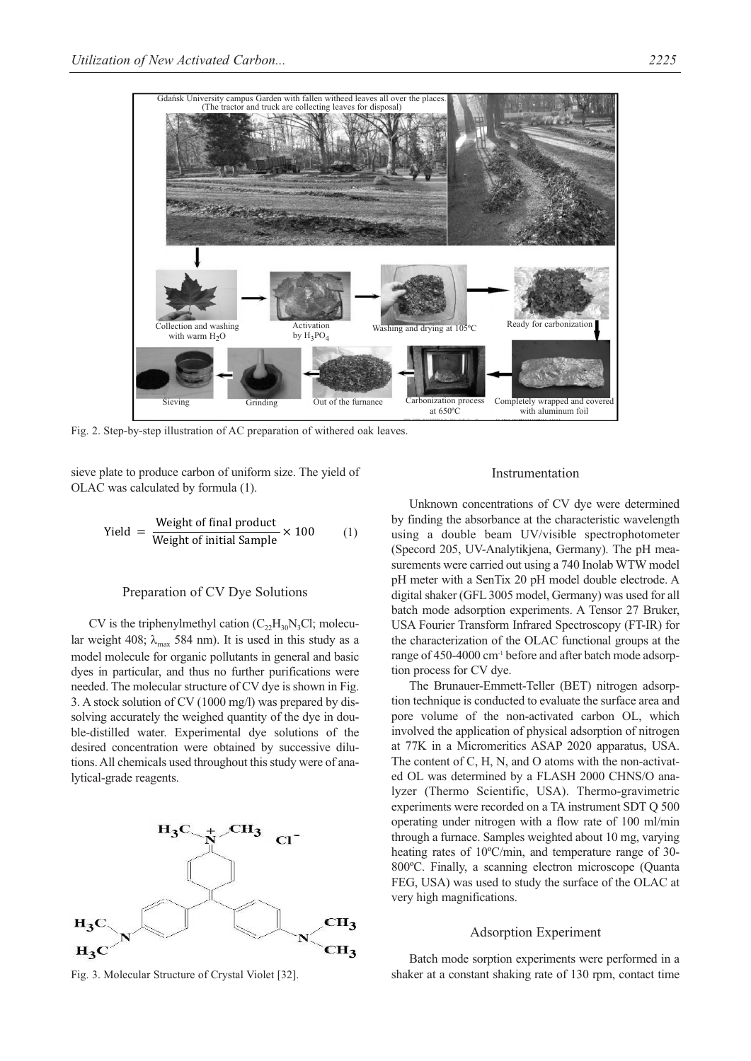Fig. 2. Step-by-step illustration of AC preparation of withered oak leaves.

sieve plate to produce carbon of uniform size. The yield of OLAC was calculated by formula (1).

$$\text{Yield} = \frac{\text{Weight of final product}}{\text{Weight of initial Sample}} \times 100 \qquad (1)$$

## Preparation of CV Dye Solutions

CV is the triphenylmethyl cation ($C_{22}H_{30}N_3Cl$; molecular weight 408; $\lambda_{max}$ 584 nm). It is used in this study as a model molecule for organic pollutants in general and basic dyes in particular, and thus no further purifications were needed. The molecular structure of CV dye is shown in Fig. 3. A stock solution of CV (1000 mg/l) was prepared by dissolving accurately the weighed quantity of the dye in double-distilled water. Experimental dye solutions of the desired concentration were obtained by successive dilutions. All chemicals used throughout this study were of analytical-grade reagents.

Fig. 3. Molecular Structure of Crystal Violet [32].

## Instrumentation

Unknown concentrations of CV dye were determined by finding the absorbance at the characteristic wavelength using a double beam UV/visible spectrophotometer (Specord 205, UV-Analytikjena, Germany). The pH measurements were carried out using a 740 Inolab WTW model pH meter with a SenTix 20 pH model double electrode. A digital shaker (GFL 3005 model, Germany) was used for all batch mode adsorption experiments. A Tensor 27 Bruker, USA Fourier Transform Infrared Spectroscopy (FT-IR) for the characterization of the OLAC functional groups at the range of 450-4000 $cm^{-1}$ before and after batch mode adsorption process for CV dye.

The Brunauer-Emmett-Teller (BET) nitrogen adsorption technique is conducted to evaluate the surface area and pore volume of the non-activated carbon OL, which involved the application of physical adsorption of nitrogen at 77K in a Micromeritics ASAP 2020 apparatus, USA. The content of C, H, N, and O atoms with the non-activated OL was determined by a FLASH 2000 CHNS/O analyzer (Thermo Scientific, USA). Thermo-gravimetric experiments were recorded on a TA instrument SDT Q 500 operating under nitrogen with a flow rate of 100 ml/min through a furnace. Samples weighted about 10 mg, varying heating rates of 10ºC/min, and temperature range of 30-800ºC. Finally, a scanning electron microscope (Quanta FEG, USA) was used to study the surface of the OLAC at very high magnifications.

## Adsorption Experiment

Batch mode sorption experiments were performed in a shaker at a constant shaking rate of 130 rpm, contact time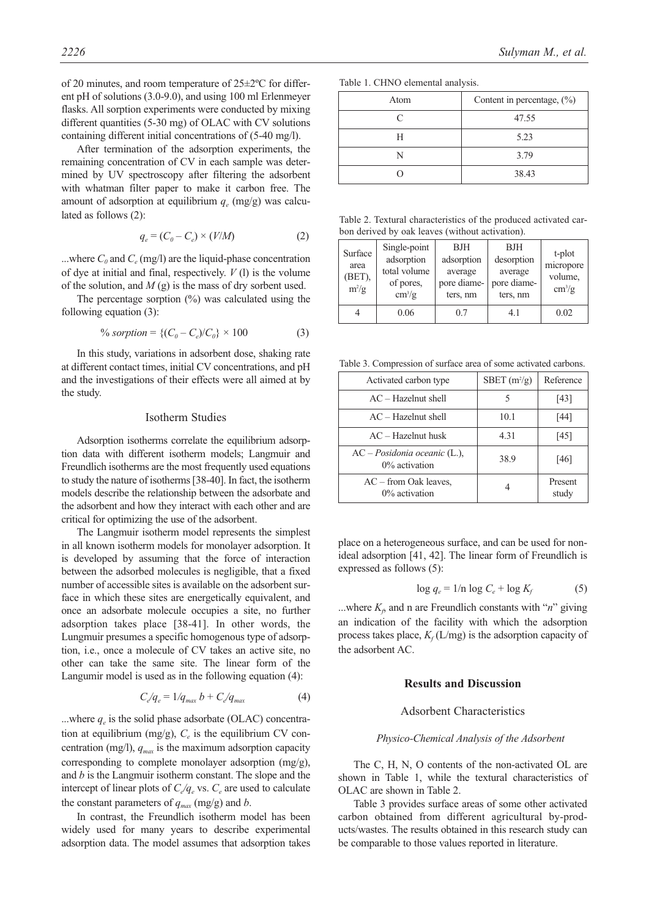of 20 minutes, and room temperature of 25±2ºC for different pH of solutions (3.0-9.0), and using 100 ml Erlenmeyer flasks. All sorption experiments were conducted by mixing different quantities (5-30 mg) of OLAC with CV solutions containing different initial concentrations of (5-40 mg/l).

After termination of the adsorption experiments, the remaining concentration of CV in each sample was determined by UV spectroscopy after filtering the adsorbent with whatman filter paper to make it carbon free. The amount of adsorption at equilibrium $q_e$ (mg/g) was calculated as follows (2):

$$q_e = (C_0 - C_e) \times (V/M) \tag{2}$$

...where $C_0$ and $C_e$ (mg/l) are the liquid-phase concentration of dye at initial and final, respectively. $V$ (l) is the volume of the solution, and $M$ (g) is the mass of dry sorbent used.

The percentage sorption (%) was calculated using the following equation (3):

$$\%\ sorption = \{(C_0 - C_e)/C_0\} \times 100 \tag{3}$$

In this study, variations in adsorbent dose, shaking rate at different contact times, initial CV concentrations, and pH and the investigations of their effects were all aimed at by the study.

### Isotherm Studies

Adsorption isotherms correlate the equilibrium adsorption data with different isotherm models; Langmuir and Freundlich isotherms are the most frequently used equations to study the nature of isotherms [38-40]. In fact, the isotherm models describe the relationship between the adsorbate and the adsorbent and how they interact with each other and are critical for optimizing the use of the adsorbent.

The Langmuir isotherm model represents the simplest in all known isotherm models for monolayer adsorption. It is developed by assuming that the force of interaction between the adsorbed molecules is negligible, that a fixed number of accessible sites is available on the adsorbent surface in which these sites are energetically equivalent, and once an adsorbate molecule occupies a site, no further adsorption takes place [38-41]. In other words, the Lungmuir presumes a specific homogenous type of adsorption, i.e., once a molecule of CV takes an active site, no other can take the same site. The linear form of the Langumir model is used as in the following equation (4):

$$C_e/q_e = 1/q_{max}\, b + C_e/q_{max} \tag{4}$$

...where $q_e$ is the solid phase adsorbate (OLAC) concentration at equilibrium (mg/g), $C_e$ is the equilibrium CV concentration (mg/l), $q_{max}$ is the maximum adsorption capacity corresponding to complete monolayer adsorption (mg/g), and $b$ is the Langmuir isotherm constant. The slope and the intercept of linear plots of $C_e/q_e$ vs. $C_e$ are used to calculate the constant parameters of $q_{max}$ (mg/g) and $b$.

In contrast, the Freundlich isotherm model has been widely used for many years to describe experimental adsorption data. The model assumes that adsorption takes place on a heterogeneous surface, and can be used for non-ideal adsorption [41, 42]. The linear form of Freundlich is expressed as follows (5):

$$\log q_e = 1/n \log C_e + \log K_f \tag{5}$$

...where $K_f$, and n are Freundlich constants with "$n$" giving an indication of the facility with which the adsorption process takes place, $K_f$ (L/mg) is the adsorption capacity of the adsorbent AC.

Table 1. CHNO elemental analysis.

| Atom | Content in percentage, (%) |
|---|---|
| C | 47.55 |
| H | 5.23 |
| N | 3.79 |
| O | 38.43 |

Table 2. Textural characteristics of the produced activated carbon derived by oak leaves (without activation).

| Surface area (BET), $m^2/g$ | Single-point adsorption total volume of pores, $cm^3/g$ | BJH adsorption average pore diameters, nm | BJH desorption average pore diameters, nm | t-plot micropore volume, $cm^3/g$ |
|---|---|---|---|---|
| 4 | 0.06 | 0.7 | 4.1 | 0.02 |

Table 3. Compression of surface area of some activated carbons.

| Activated carbon type | SBET ($m^2/g$) | Reference |
|---|---|---|
| AC – Hazelnut shell | 5 | [43] |
| AC – Hazelnut shell | 10.1 | [44] |
| AC – Hazelnut husk | 4.31 | [45] |
| AC – *Posidonia oceanic* (L.), 0% activation | 38.9 | [46] |
| AC – from Oak leaves, 0% activation | 4 | Present study |

## Results and Discussion

### Adsorbent Characteristics

#### *Physico-Chemical Analysis of the Adsorbent*

The C, H, N, O contents of the non-activated OL are shown in Table 1, while the textural characteristics of OLAC are shown in Table 2.

Table 3 provides surface areas of some other activated carbon obtained from different agricultural by-products/wastes. The results obtained in this research study can be comparable to those values reported in literature.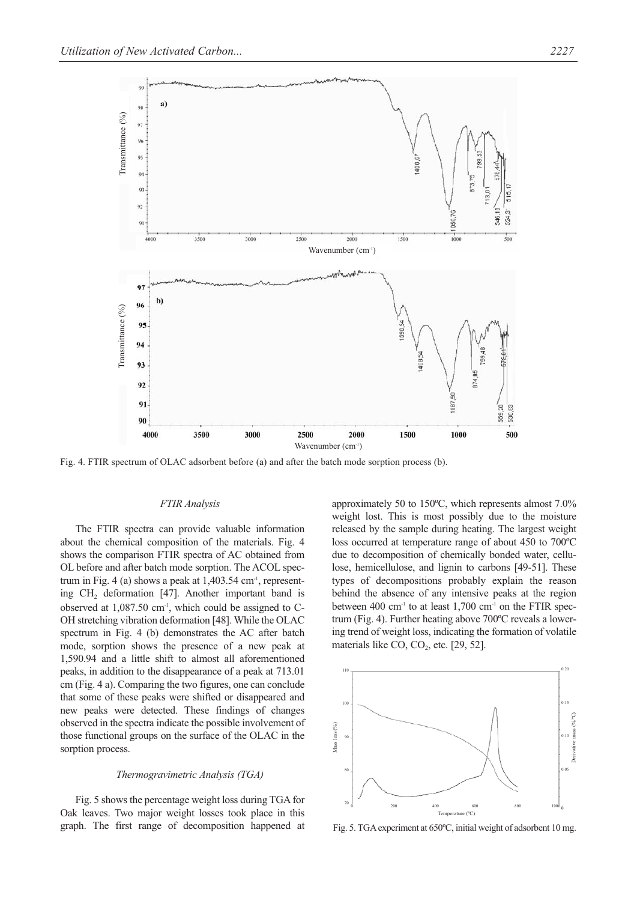Fig. 4. FTIR spectrum of OLAC adsorbent before (a) and after the batch mode sorption process (b).

### *FTIR Analysis*

The FTIR spectra can provide valuable information about the chemical composition of the materials. Fig. 4 shows the comparison FTIR spectra of AC obtained from OL before and after batch mode sorption. The ACOL spectrum in Fig. 4 (a) shows a peak at 1,403.54 $cm^{-1}$, representing $CH_2$ deformation [47]. Another important band is observed at 1,087.50 $cm^{-1}$, which could be assigned to C-OH stretching vibration deformation [48]. While the OLAC spectrum in Fig. 4 (b) demonstrates the AC after batch mode, sorption shows the presence of a new peak at 1,590.94 and a little shift to almost all aforementioned peaks, in addition to the disappearance of a peak at 713.01 cm (Fig. 4 a). Comparing the two figures, one can conclude that some of these peaks were shifted or disappeared and new peaks were detected. These findings of changes observed in the spectra indicate the possible involvement of those functional groups on the surface of the OLAC in the sorption process.

### *Thermogravimetric Analysis (TGA)*

Fig. 5 shows the percentage weight loss during TGA for Oak leaves. Two major weight losses took place in this graph. The first range of decomposition happened at approximately 50 to 150ºC, which represents almost 7.0% weight lost. This is most possibly due to the moisture released by the sample during heating. The largest weight loss occurred at temperature range of about 450 to 700ºC due to decomposition of chemically bonded water, cellulose, hemicellulose, and lignin to carbons [49-51]. These types of decompositions probably explain the reason behind the absence of any intensive peaks at the region between 400 $cm^{-1}$ to at least 1,700 $cm^{-1}$ on the FTIR spectrum (Fig. 4). Further heating above 700ºC reveals a lowering trend of weight loss, indicating the formation of volatile materials like CO, $CO_2$, etc. [29, 52].

Fig. 5. TGA experiment at 650ºC, initial weight of adsorbent 10 mg.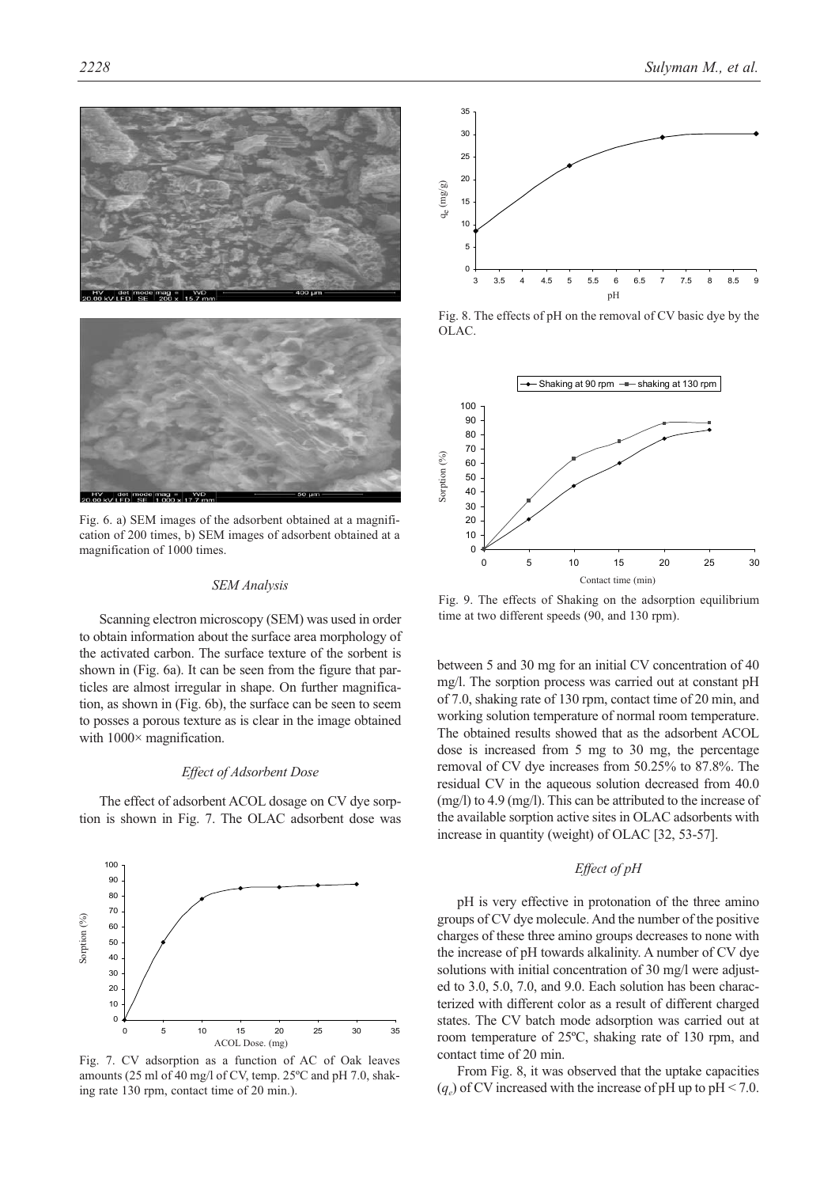Fig. 6. a) SEM images of the adsorbent obtained at a magnification of 200 times, b) SEM images of adsorbent obtained at a magnification of 1000 times.

### *SEM Analysis*

Scanning electron microscopy (SEM) was used in order to obtain information about the surface area morphology of the activated carbon. The surface texture of the sorbent is shown in (Fig. 6a). It can be seen from the figure that particles are almost irregular in shape. On further magnification, as shown in (Fig. 6b), the surface can be seen to seem to posses a porous texture as is clear in the image obtained with 1000× magnification.

### *Effect of Adsorbent Dose*

The effect of adsorbent ACOL dosage on CV dye sorption is shown in Fig. 7. The OLAC adsorbent dose was between 5 and 30 mg for an initial CV concentration of 40 mg/l. The sorption process was carried out at constant pH of 7.0, shaking rate of 130 rpm, contact time of 20 min, and working solution temperature of normal room temperature. The obtained results showed that as the adsorbent ACOL dose is increased from 5 mg to 30 mg, the percentage removal of CV dye increases from 50.25% to 87.8%. The residual CV in the aqueous solution decreased from 40.0 (mg/l) to 4.9 (mg/l). This can be attributed to the increase of the available sorption active sites in OLAC adsorbents with increase in quantity (weight) of OLAC [32, 53-57].

Fig. 7. CV adsorption as a function of AC of Oak leaves amounts (25 ml of 40 mg/l of CV, temp. 25ºC and pH 7.0, shaking rate 130 rpm, contact time of 20 min.).

Fig. 8. The effects of pH on the removal of CV basic dye by the OLAC.

Fig. 9. The effects of Shaking on the adsorption equilibrium time at two different speeds (90, and 130 rpm).

### *Effect of pH*

pH is very effective in protonation of the three amino groups of CV dye molecule. And the number of the positive charges of these three amino groups decreases to none with the increase of pH towards alkalinity. A number of CV dye solutions with initial concentration of 30 mg/l were adjusted to 3.0, 5.0, 7.0, and 9.0. Each solution has been characterized with different color as a result of different charged states. The CV batch mode adsorption was carried out at room temperature of 25ºC, shaking rate of 130 rpm, and contact time of 20 min.

From Fig. 8, it was observed that the uptake capacities ($q_e$) of CV increased with the increase of pH up to pH < 7.0.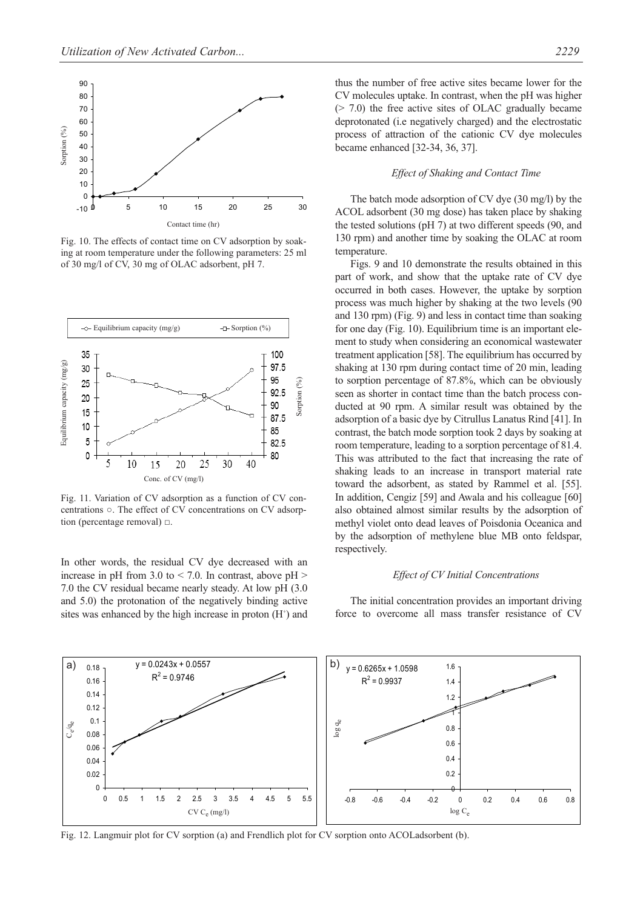Fig. 10. The effects of contact time on CV adsorption by soaking at room temperature under the following parameters: 25 ml of 30 mg/l of CV, 30 mg of OLAC adsorbent, pH 7.

Fig. 11. Variation of CV adsorption as a function of CV concentrations ○. The effect of CV concentrations on CV adsorption (percentage removal) □.

In other words, the residual CV dye decreased with an increase in pH from 3.0 to < 7.0. In contrast, above pH > 7.0 the CV residual became nearly steady. At low pH (3.0 and 5.0) the protonation of the negatively binding active sites was enhanced by the high increase in proton ($H^+$) and thus the number of free active sites became lower for the CV molecules uptake. In contrast, when the pH was higher (> 7.0) the free active sites of OLAC gradually became deprotonated (i.e negatively charged) and the electrostatic process of attraction of the cationic CV dye molecules became enhanced [32-34, 36, 37].

### *Effect of Shaking and Contact Time*

The batch mode adsorption of CV dye (30 mg/l) by the ACOL adsorbent (30 mg dose) has taken place by shaking the tested solutions (pH 7) at two different speeds (90, and 130 rpm) and another time by soaking the OLAC at room temperature.

Figs. 9 and 10 demonstrate the results obtained in this part of work, and show that the uptake rate of CV dye occurred in both cases. However, the uptake by sorption process was much higher by shaking at the two levels (90 and 130 rpm) (Fig. 9) and less in contact time than soaking for one day (Fig. 10). Equilibrium time is an important element to study when considering an economical wastewater treatment application [58]. The equilibrium has occurred by shaking at 130 rpm during contact time of 20 min, leading to sorption percentage of 87.8%, which can be obviously seen as shorter in contact time than the batch process conducted at 90 rpm. A similar result was obtained by the adsorption of a basic dye by Citrullus Lanatus Rind [41]. In contrast, the batch mode sorption took 2 days by soaking at room temperature, leading to a sorption percentage of 81.4. This was attributed to the fact that increasing the rate of shaking leads to an increase in transport material rate toward the adsorbent, as stated by Rammel et al. [55]. In addition, Cengiz [59] and Awala and his colleague [60] also obtained almost similar results by the adsorption of methyl violet onto dead leaves of Poisdonia Oceanica and by the adsorption of methylene blue MB onto feldspar, respectively.

### *Effect of CV Initial Concentrations*

The initial concentration provides an important driving force to overcome all mass transfer resistance of CV

Fig. 12. Langmuir plot for CV sorption (a) and Frendlich plot for CV sorption onto ACOLadsorbent (b).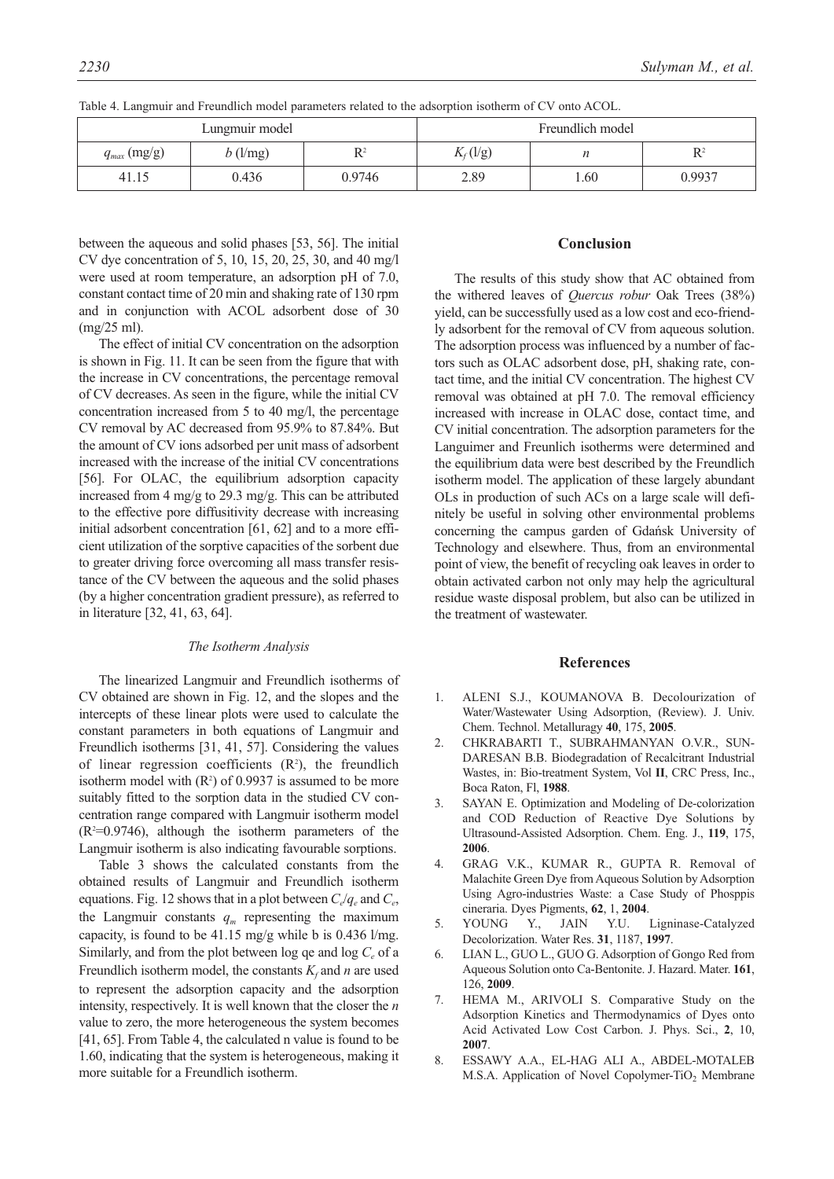Table 4. Langmuir and Freundlich model parameters related to the adsorption isotherm of CV onto ACOL.

| Lungmuir model | | | Freundlich model | | |
|---|---|---|---|---|---|
| $q_{max}$ (mg/g) | $b$ (l/mg) | $R^2$ | $K_f$ (l/g) | $n$ | $R^2$ |
| 41.15 | 0.436 | 0.9746 | 2.89 | 1.60 | 0.9937 |

between the aqueous and solid phases [53, 56]. The initial CV dye concentration of 5, 10, 15, 20, 25, 30, and 40 mg/l were used at room temperature, an adsorption pH of 7.0, constant contact time of 20 min and shaking rate of 130 rpm and in conjunction with ACOL adsorbent dose of 30 (mg/25 ml).

The effect of initial CV concentration on the adsorption is shown in Fig. 11. It can be seen from the figure that with the increase in CV concentrations, the percentage removal of CV decreases. As seen in the figure, while the initial CV concentration increased from 5 to 40 mg/l, the percentage CV removal by AC decreased from 95.9% to 87.84%. But the amount of CV ions adsorbed per unit mass of adsorbent increased with the increase of the initial CV concentrations [56]. For OLAC, the equilibrium adsorption capacity increased from 4 mg/g to 29.3 mg/g. This can be attributed to the effective pore diffusivity decrease with increasing initial adsorbent concentration [61, 62] and to a more efficient utilization of the sorptive capacities of the sorbent due to greater driving force overcoming all mass transfer resistance of the CV between the aqueous and the solid phases (by a higher concentration gradient pressure), as referred to in literature [32, 41, 63, 64].

### *The Isotherm Analysis*

The linearized Langmuir and Freundlich isotherms of CV obtained are shown in Fig. 12, and the slopes and the intercepts of these linear plots were used to calculate the constant parameters in both equations of Langmuir and Freundlich isotherms [31, 41, 57]. Considering the values of linear regression coefficients ($R^2$), the freundlich isotherm model with ($R^2$) of 0.9937 is assumed to be more suitably fitted to the sorption data in the studied CV concentration range compared with Langmuir isotherm model ($R^2$=0.9746), although the isotherm parameters of the Langmuir isotherm is also indicating favourable sorptions.

Table 3 shows the calculated constants from the obtained results of Langmuir and Freundlich isotherm equations. Fig. 12 shows that in a plot between $C_e/q_e$ and $C_e$, the Langmuir constants $q_m$ representing the maximum capacity, is found to be 41.15 mg/g while b is 0.436 l/mg. Similarly, and from the plot between log qe and log $C_e$ of a Freundlich isotherm model, the constants $K_f$ and $n$ are used to represent the adsorption capacity and the adsorption intensity, respectively. It is well known that the closer the $n$ value to zero, the more heterogeneous the system becomes [41, 65]. From Table 4, the calculated n value is found to be 1.60, indicating that the system is heterogeneous, making it more suitable for a Freundlich isotherm.

## Conclusion

The results of this study show that AC obtained from the withered leaves of *Quercus robur* Oak Trees (38%) yield, can be successfully used as a low cost and eco-friendly adsorbent for the removal of CV from aqueous solution. The adsorption process was influenced by a number of factors such as OLAC adsorbent dose, pH, shaking rate, contact time, and the initial CV concentration. The highest CV removal was obtained at pH 7.0. The removal efficiency increased with increase in OLAC dose, contact time, and CV initial concentration. The adsorption parameters for the Languimer and Freunlich isotherms were determined and the equilibrium data were best described by the Freundlich isotherm model. The application of these largely abundant OLs in production of such ACs on a large scale will definitely be useful in solving other environmental problems concerning the campus garden of Gdańsk University of Technology and elsewhere. Thus, from an environmental point of view, the benefit of recycling oak leaves in order to obtain activated carbon not only may help the agricultural residue waste disposal problem, but also can be utilized in the treatment of wastewater.

## References

1. ALENI S.J., KOUMANOVA B. Decolourization of Water/Wastewater Using Adsorption, (Review). J. Univ. Chem. Technol. Metalluragy **40**, 175, **2005**.
2. CHKRABARTI T., SUBRAHMANYAN O.V.R., SUNDARESAN B.B. Biodegradation of Recalcitrant Industrial Wastes, in: Bio-treatment System, Vol **II**, CRC Press, Inc., Boca Raton, Fl, **1988**.
3. SAYAN E. Optimization and Modeling of De-colorization and COD Reduction of Reactive Dye Solutions by Ultrasound-Assisted Adsorption. Chem. Eng. J., **119**, 175, **2006**.
4. GRAG V.K., KUMAR R., GUPTA R. Removal of Malachite Green Dye from Aqueous Solution by Adsorption Using Agro-industries Waste: a Case Study of Phosppis cineraria. Dyes Pigments, **62**, 1, **2004**.
5. YOUNG Y., JAIN Y.U. Ligninase-Catalyzed Decolorization. Water Res. **31**, 1187, **1997**.
6. LIAN L., GUO L., GUO G. Adsorption of Gongo Red from Aqueous Solution onto Ca-Bentonite. J. Hazard. Mater. **161**, 126, **2009**.
7. HEMA M., ARIVOLI S. Comparative Study on the Adsorption Kinetics and Thermodynamics of Dyes onto Acid Activated Low Cost Carbon. J. Phys. Sci., **2**, 10, **2007**.
8. ESSAWY A.A., EL-HAG ALI A., ABDEL-MOTALEB M.S.A. Application of Novel Copolymer-$TiO_2$ Membrane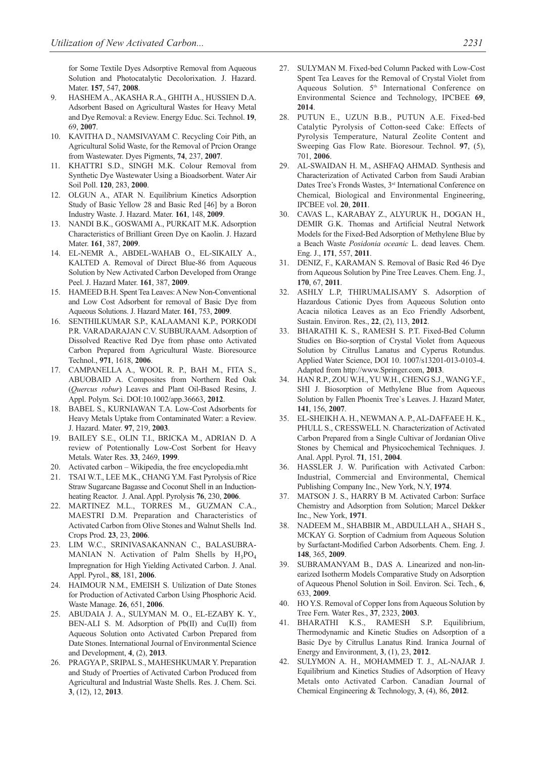for Some Textile Dyes Adsorptive Removal from Aqueous Solution and Photocatalytic Decolorixation. J. Hazard. Mater. **157**, 547, **2008**.

9. HASHEM A., AKASHA R.A., GHITH A., HUSSIEN D.A. Adsorbent Based on Agricultural Wastes for Heavy Metal and Dye Removal: a Review. Energy Educ. Sci. Technol. **19**, 69, **2007**.
10. KAVITHA D., NAMSIVAYAM C. Recycling Coir Pith, an Agricultural Solid Waste, for the Removal of Prcion Orange from Wastewater. Dyes Pigments, **74**, 237, **2007**.
11. KHATTRI S.D., SINGH M.K. Colour Removal from Synthetic Dye Wastewater Using a Bioadsorbent. Water Air Soil Poll. **120**, 283, **2000**.
12. OLGUN A., ATAR N. Equilibrium Kinetics Adsorption Study of Basic Yellow 28 and Basic Red [46] by a Boron Industry Waste. J. Hazard. Mater. **161**, 148, **2009**.
13. NANDI B.K., GOSWAMI A., PURKAIT M.K. Adsorption Characteristics of Brilliant Green Dye on Kaolin. J. Hazard Mater. **161**, 387, **2009**.
14. EL-NEMR A., ABDEL-WAHAB O., EL-SIKAILY A., KALTED A. Removal of Direct Blue-86 from Aqueous Solution by New Activated Carbon Developed from Orange Peel. J. Hazard Mater. **161**, 387, **2009**.
15. HAMEED B.H. Spent Tea Leaves: A New Non-Conventional and Low Cost Adsorbent for removal of Basic Dye from Aqueous Solutions. J. Hazard Mater. **161**, 753, **2009**.
16. SENTHILKUMAR S.P., KALAAMANI K.P., PORKODI P.R. VARADARAJAN C.V. SUBBURAAM. Adsorption of Dissolved Reactive Red Dye from phase onto Activated Carbon Prepared from Agricultural Waste. Bioresource Technol., **971**, 1618, **2006**.
17. CAMPANELLA A., WOOL R. P., BAH M., FITA S., ABUOBAID A. Composites from Northern Red Oak (*Quercus robur*) Leaves and Plant Oil-Based Resins, J. Appl. Polym. Sci. DOI:10.1002/app.36663, **2012**.
18. BABEL S., KURNIAWAN T.A. Low-Cost Adsorbents for Heavy Metals Uptake from Contaminated Water: a Review. J. Hazard. Mater. **97**, 219, **2003**.
19. BAILEY S.E., OLIN T.I., BRICKA M., ADRIAN D. A review of Potentionally Low-Cost Sorbent for Heavy Metals. Water Res. **33**, 2469, **1999**.
20. Activated carbon – Wikipedia, the free encyclopedia.mht
21. TSAI W.T., LEE M.K., CHANG Y.M. Fast Pyrolysis of Rice Straw Sugarcane Bagasse and Coconut Shell in an Induction-heating Reactor. J. Anal. Appl. Pyrolysis **76**, 230, **2006**.
22. MARTINEZ M.L., TORRES M., GUZMAN C.A., MAESTRI D.M. Preparation and Characteristics of Activated Carbon from Olive Stones and Walnut Shells Ind. Crops Prod. **23**, 23, **2006**.
23. LIM W.C., SRINIVASAKANNAN C., BALASUBRA-MANIAN N. Activation of Palm Shells by $H_3PO_4$ Impregnation for High Yielding Activated Carbon. J. Anal. Appl. Pyrol., **88**, 181, **2006**.
24. HAIMOUR N.M., EMEISH S. Utilization of Date Stones for Production of Activated Carbon Using Phosphoric Acid. Waste Manage. **26**, 651, **2006**.
25. ABUDAIA J. A., SULYMAN M. O., EL-EZABY K. Y., BEN-ALI S. M. Adsorption of Pb(II) and Cu(II) from Aqueous Solution onto Activated Carbon Prepared from Date Stones. International Journal of Environmental Science and Development, **4**, (2), **2013**.
26. PRAGYA P., SRIPAL S., MAHESHKUMAR Y. Preparation and Study of Proerties of Activated Carbon Produced from Agricultural and Industrial Waste Shells. Res. J. Chem. Sci. **3**, (12), 12, **2013**.
27. SULYMAN M. Fixed-bed Column Packed with Low-Cost Spent Tea Leaves for the Removal of Crystal Violet from Aqueous Solution. 5th International Conference on Environmental Science and Technology, IPCBEE **69**, **2014**.
28. PUTUN E., UZUN B.B., PUTUN A.E. Fixed-bed Catalytic Pyrolysis of Cotton-seed Cake: Effects of Pyrolysis Temperature, Natural Zeolite Content and Sweeping Gas Flow Rate. Bioresour. Technol. **97**, (5), 701, **2006**.
29. AL-SWAIDAN H. M., ASHFAQ AHMAD. Synthesis and Characterization of Activated Carbon from Saudi Arabian Dates Tree's Fronds Wastes, 3rd International Conference on Chemical, Biological and Environmental Engineering, IPCBEE vol. **20**, **2011**.
30. CAVAS L., KARABAY Z., ALYURUK H., DOGAN H., DEMIR G.K. Thomas and Artificial Neutral Network Models for the Fixed-Bed Adsorption of Methylene Blue by a Beach Waste *Posidonia oceanic* L. dead leaves. Chem. Eng. J., **171**, 557, **2011**.
31. DENIZ, F., KARAMAN S. Removal of Basic Red 46 Dye from Aqueous Solution by Pine Tree Leaves. Chem. Eng. J., **170**, 67, **2011**.
32. ASHLY L.P, THIRUMALISAMY S. Adsorption of Hazardous Cationic Dyes from Aqueous Solution onto Acacia nilotica Leaves as an Eco Friendly Adsorbent, Sustain. Environ. Res., **22**, (2), 113, **2012**.
33. BHARATHI K. S., RAMESH S. P.T. Fixed-Bed Column Studies on Bio-sorption of Crystal Violet from Aqueous Solution by Citrullus Lanatus and Cyperus Rotundus. Applied Water Science, DOI 10. 1007/s13201-013-0103-4. Adapted from http://www.Springer.com, **2013**.
34. HAN R.P., ZOU W.H., YU W.H., CHENG S.J., WANG Y.F., SHI J. Biosorption of Methylene Blue from Aqueous Solution by Fallen Phoenix Tree`s Leaves. J. Hazard Mater, **141**, 156, **2007**.
35. EL-SHEIKH A. H., NEWMAN A. P., AL-DAFFAEE H. K., PHULL S., CRESSWELL N. Characterization of Activated Carbon Prepared from a Single Cultivar of Jordanian Olive Stones by Chemical and Physicochemical Techniques. J. Anal. Appl. Pyrol. **71**, 151, **2004**.
36. HASSLER J. W. Purification with Activated Carbon: Industrial, Commercial and Environmental, Chemical Publishing Company Inc., New York, N.Y, **1974**.
37. MATSON J. S., HARRY B M. Activated Carbon: Surface Chemistry and Adsorption from Solution; Marcel Dekker Inc., New York, **1971**.
38. NADEEM M., SHABBIR M., ABDULLAH A., SHAH S., MCKAY G. Sorption of Cadmium from Aqueous Solution by Surfactant-Modified Carbon Adsorbents. Chem. Eng. J. **148**, 365, **2009**.
39. SUBRAMANYAM B., DAS A. Linearized and non-linearized Isotherm Models Comparative Study on Adsorption of Aqueous Phenol Solution in Soil. Environ. Sci. Tech., **6**, 633, **2009**.
40. HO Y.S. Removal of Copper Ions from Aqueous Solution by Tree Fern. Water Res., **37**, 2323, **2003**.
41. BHARATHI K.S., RAMESH S.P. Equilibrium, Thermodynamic and Kinetic Studies on Adsorption of a Basic Dye by Citrullus Lanatus Rind. Iranica Journal of Energy and Environment, **3**, (1), 23, **2012**.
42. SULYMON A. H., MOHAMMED T. J., AL-NAJAR J. Equilibrium and Kinetics Studies of Adsorption of Heavy Metals onto Activated Carbon. Canadian Journal of Chemical Engineering & Technology, **3**, (4), 86, **2012**.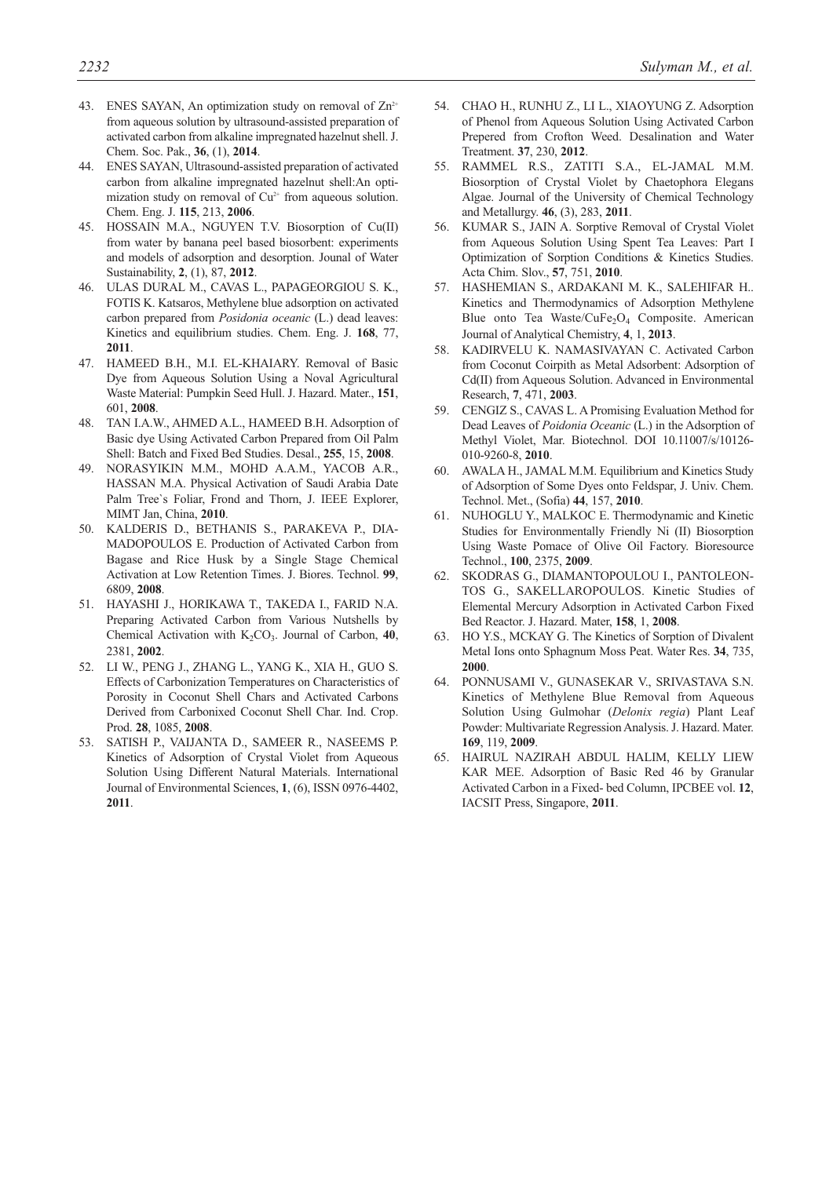43. ENES SAYAN, An optimization study on removal of $Zn^{2+}$ from aqueous solution by ultrasound-assisted preparation of activated carbon from alkaline impregnated hazelnut shell. J. Chem. Soc. Pak., **36**, (1), **2014**.
44. ENES SAYAN, Ultrasound-assisted preparation of activated carbon from alkaline impregnated hazelnut shell:An optimization study on removal of $Cu^{2+}$ from aqueous solution. Chem. Eng. J. **115**, 213, **2006**.
45. HOSSAIN M.A., NGUYEN T.V. Biosorption of Cu(II) from water by banana peel based biosorbent: experiments and models of adsorption and desorption. Jounal of Water Sustainability, **2**, (1), 87, **2012**.
46. ULAS DURAL M., CAVAS L., PAPAGEORGIOU S. K., FOTIS K. Katsaros, Methylene blue adsorption on activated carbon prepared from *Posidonia oceanic* (L.) dead leaves: Kinetics and equilibrium studies. Chem. Eng. J. **168**, 77, **2011**.
47. HAMEED B.H., M.I. EL-KHAIARY. Removal of Basic Dye from Aqueous Solution Using a Noval Agricultural Waste Material: Pumpkin Seed Hull. J. Hazard. Mater., **151**, 601, **2008**.
48. TAN I.A.W., AHMED A.L., HAMEED B.H. Adsorption of Basic dye Using Activated Carbon Prepared from Oil Palm Shell: Batch and Fixed Bed Studies. Desal., **255**, 15, **2008**.
49. NORASYIKIN M.M., MOHD A.A.M., YACOB A.R., HASSAN M.A. Physical Activation of Saudi Arabia Date Palm Tree`s Foliar, Frond and Thorn, J. IEEE Explorer, MIMT Jan, China, **2010**.
50. KALDERIS D., BETHANIS S., PARAKEVA P., DIAMADOPOULOS E. Production of Activated Carbon from Bagase and Rice Husk by a Single Stage Chemical Activation at Low Retention Times. J. Biores. Technol. **99**, 6809, **2008**.
51. HAYASHI J., HORIKAWA T., TAKEDA I., FARID N.A. Preparing Activated Carbon from Various Nutshells by Chemical Activation with $K_2CO_3$. Journal of Carbon, **40**, 2381, **2002**.
52. LI W., PENG J., ZHANG L., YANG K., XIA H., GUO S. Effects of Carbonization Temperatures on Characteristics of Porosity in Coconut Shell Chars and Activated Carbons Derived from Carbonixed Coconut Shell Char. Ind. Crop. Prod. **28**, 1085, **2008**.
53. SATISH P., VAIJANTA D., SAMEER R., NASEEMS P. Kinetics of Adsorption of Crystal Violet from Aqueous Solution Using Different Natural Materials. International Journal of Environmental Sciences, **1**, (6), ISSN 0976-4402, **2011**.
54. CHAO H., RUNHU Z., LI L., XIAOYUNG Z. Adsorption of Phenol from Aqueous Solution Using Activated Carbon Prepered from Crofton Weed. Desalination and Water Treatment. **37**, 230, **2012**.
55. RAMMEL R.S., ZATITI S.A., EL-JAMAL M.M. Biosorption of Crystal Violet by Chaetophora Elegans Algae. Journal of the University of Chemical Technology and Metallurgy. **46**, (3), 283, **2011**.
56. KUMAR S., JAIN A. Sorptive Removal of Crystal Violet from Aqueous Solution Using Spent Tea Leaves: Part I Optimization of Sorption Conditions & Kinetics Studies. Acta Chim. Slov., **57**, 751, **2010**.
57. HASHEMIAN S., ARDAKANI M. K., SALEHIFAR H.. Kinetics and Thermodynamics of Adsorption Methylene Blue onto Tea Waste/$CuFe_2O_4$ Composite. American Journal of Analytical Chemistry, **4**, 1, **2013**.
58. KADIRVELU K. NAMASIVAYAN C. Activated Carbon from Coconut Coirpith as Metal Adsorbent: Adsorption of Cd(II) from Aqueous Solution. Advanced in Environmental Research, **7**, 471, **2003**.
59. CENGIZ S., CAVAS L. A Promising Evaluation Method for Dead Leaves of *Poidonia Oceanic* (L.) in the Adsorption of Methyl Violet, Mar. Biotechnol. DOI 10.11007/s/10126-010-9260-8, **2010**.
60. AWALA H., JAMAL M.M. Equilibrium and Kinetics Study of Adsorption of Some Dyes onto Feldspar, J. Univ. Chem. Technol. Met., (Sofia) **44**, 157, **2010**.
61. NUHOGLU Y., MALKOC E. Thermodynamic and Kinetic Studies for Environmentally Friendly Ni (II) Biosorption Using Waste Pomace of Olive Oil Factory. Bioresource Technol., **100**, 2375, **2009**.
62. SKODRAS G., DIAMANTOPOULOU I., PANTOLEONTOS G., SAKELLAROPOULOS. Kinetic Studies of Elemental Mercury Adsorption in Activated Carbon Fixed Bed Reactor. J. Hazard. Mater, **158**, 1, **2008**.
63. HO Y.S., MCKAY G. The Kinetics of Sorption of Divalent Metal Ions onto Sphagnum Moss Peat. Water Res. **34**, 735, **2000**.
64. PONNUSAMI V., GUNASEKAR V., SRIVASTAVA S.N. Kinetics of Methylene Blue Removal from Aqueous Solution Using Gulmohar (*Delonix regia*) Plant Leaf Powder: Multivariate Regression Analysis. J. Hazard. Mater. **169**, 119, **2009**.
65. HAIRUL NAZIRAH ABDUL HALIM, KELLY LIEW KAR MEE. Adsorption of Basic Red 46 by Granular Activated Carbon in a Fixed- bed Column, IPCBEE vol. **12**, IACSIT Press, Singapore, **2011**.